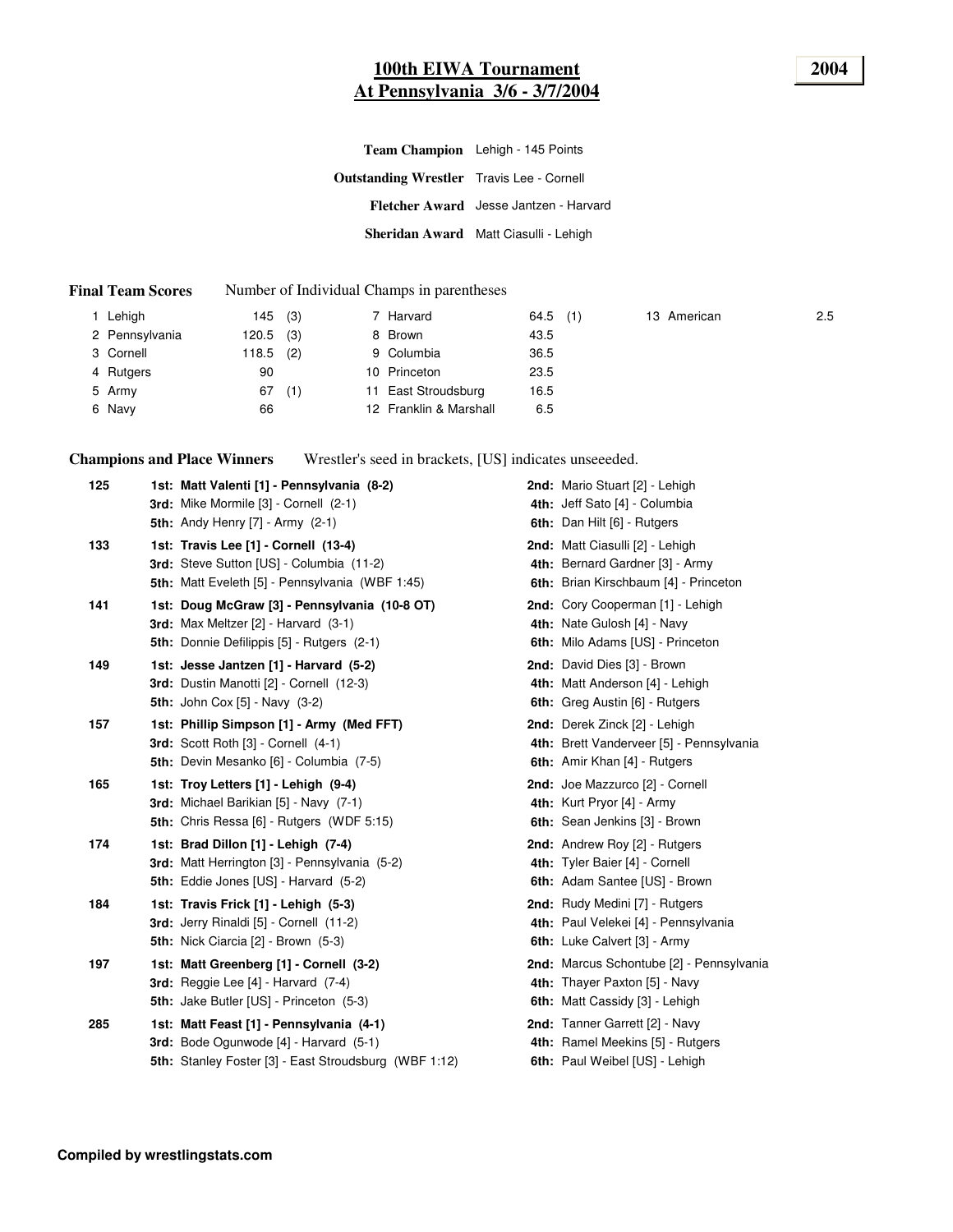# 100th EIWA Tournament
# At Pennsylvania 3/6 - 3/7/2004

**2004**

**Team Champion** Lehigh - 145 Points

**Outstanding Wrestler** Travis Lee - Cornell

**Fletcher Award** Jesse Jantzen - Harvard

**Sheridan Award** Matt Ciasulli - Lehigh

**Final Team Scores** Number of Individual Champs in parentheses

| Rank | Team | Points | Champs |
|---|---|---|---|
| 1 | Lehigh | 145 | (3) |
| 2 | Pennsylvania | 120.5 | (3) |
| 3 | Cornell | 118.5 | (2) |
| 4 | Rutgers | 90 | |
| 5 | Army | 67 | (1) |
| 6 | Navy | 66 | |
| 7 | Harvard | 64.5 | (1) |
| 8 | Brown | 43.5 | |
| 9 | Columbia | 36.5 | |
| 10 | Princeton | 23.5 | |
| 11 | East Stroudsburg | 16.5 | |
| 12 | Franklin & Marshall | 6.5 | |
| 13 | American | 2.5 | |

**Champions and Place Winners** Wrestler's seed in brackets, [US] indicates unseeeded.

**125**
- **1st: Matt Valenti [1] - Pennsylvania (8-2)**
- **2nd:** Mario Stuart [2] - Lehigh
- **3rd:** Mike Mormile [3] - Cornell (2-1)
- **4th:** Jeff Sato [4] - Columbia
- **5th:** Andy Henry [7] - Army (2-1)
- **6th:** Dan Hilt [6] - Rutgers

**133**
- **1st: Travis Lee [1] - Cornell (13-4)**
- **2nd:** Matt Ciasulli [2] - Lehigh
- **3rd:** Steve Sutton [US] - Columbia (11-2)
- **4th:** Bernard Gardner [3] - Army
- **5th:** Matt Eveleth [5] - Pennsylvania (WBF 1:45)
- **6th:** Brian Kirschbaum [4] - Princeton

**141**
- **1st: Doug McGraw [3] - Pennsylvania (10-8 OT)**
- **2nd:** Cory Cooperman [1] - Lehigh
- **3rd:** Max Meltzer [2] - Harvard (3-1)
- **4th:** Nate Gulosh [4] - Navy
- **5th:** Donnie Defilippis [5] - Rutgers (2-1)
- **6th:** Milo Adams [US] - Princeton

**149**
- **1st: Jesse Jantzen [1] - Harvard (5-2)**
- **2nd:** David Dies [3] - Brown
- **3rd:** Dustin Manotti [2] - Cornell (12-3)
- **4th:** Matt Anderson [4] - Lehigh
- **5th:** John Cox [5] - Navy (3-2)
- **6th:** Greg Austin [6] - Rutgers

**157**
- **1st: Phillip Simpson [1] - Army (Med FFT)**
- **2nd:** Derek Zinck [2] - Lehigh
- **3rd:** Scott Roth [3] - Cornell (4-1)
- **4th:** Brett Vanderveer [5] - Pennsylvania
- **5th:** Devin Mesanko [6] - Columbia (7-5)
- **6th:** Amir Khan [4] - Rutgers

**165**
- **1st: Troy Letters [1] - Lehigh (9-4)**
- **2nd:** Joe Mazzurco [2] - Cornell
- **3rd:** Michael Barikian [5] - Navy (7-1)
- **4th:** Kurt Pryor [4] - Army
- **5th:** Chris Ressa [6] - Rutgers (WDF 5:15)
- **6th:** Sean Jenkins [3] - Brown

**174**
- **1st: Brad Dillon [1] - Lehigh (7-4)**
- **2nd:** Andrew Roy [2] - Rutgers
- **3rd:** Matt Herrington [3] - Pennsylvania (5-2)
- **4th:** Tyler Baier [4] - Cornell
- **5th:** Eddie Jones [US] - Harvard (5-2)
- **6th:** Adam Santee [US] - Brown

**184**
- **1st: Travis Frick [1] - Lehigh (5-3)**
- **2nd:** Rudy Medini [7] - Rutgers
- **3rd:** Jerry Rinaldi [5] - Cornell (11-2)
- **4th:** Paul Velekei [4] - Pennsylvania
- **5th:** Nick Ciarcia [2] - Brown (5-3)
- **6th:** Luke Calvert [3] - Army

**197**
- **1st: Matt Greenberg [1] - Cornell (3-2)**
- **2nd:** Marcus Schontube [2] - Pennsylvania
- **3rd:** Reggie Lee [4] - Harvard (7-4)
- **4th:** Thayer Paxton [5] - Navy
- **5th:** Jake Butler [US] - Princeton (5-3)
- **6th:** Matt Cassidy [3] - Lehigh

**285**
- **1st: Matt Feast [1] - Pennsylvania (4-1)**
- **2nd:** Tanner Garrett [2] - Navy
- **3rd:** Bode Ogunwode [4] - Harvard (5-1)
- **4th:** Ramel Meekins [5] - Rutgers
- **5th:** Stanley Foster [3] - East Stroudsburg (WBF 1:12)
- **6th:** Paul Weibel [US] - Lehigh

**Compiled by wrestlingstats.com**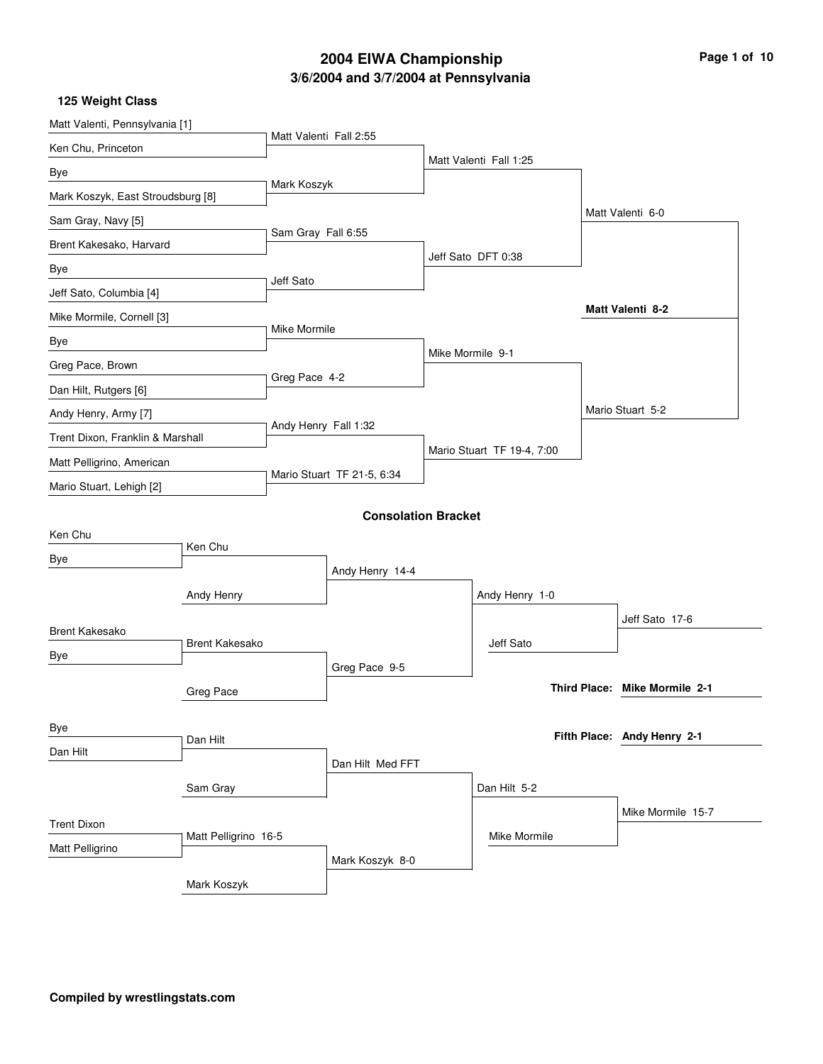# 2004 EIWA Championship

## 3/6/2004 and 3/7/2004 at Pennsylvania

### 125 Weight Class

**Championship Bracket**

| First Round | Quarterfinals | Semifinals | Final | Champion |
|---|---|---|---|---|
| Matt Valenti, Pennsylvania [1] | Matt Valenti Fall 2:55 | Matt Valenti Fall 1:25 | Matt Valenti 6-0 | **Matt Valenti 8-2** |
| Ken Chu, Princeton | | | | |
| Bye | Mark Koszyk | | | |
| Mark Koszyk, East Stroudsburg [8] | | | | |
| Sam Gray, Navy [5] | Sam Gray Fall 6:55 | Jeff Sato DFT 0:38 | | |
| Brent Kakesako, Harvard | | | | |
| Bye | Jeff Sato | | | |
| Jeff Sato, Columbia [4] | | | | |
| Mike Mormile, Cornell [3] | Mike Mormile | Mike Mormile 9-1 | Mario Stuart 5-2 | |
| Bye | | | | |
| Greg Pace, Brown | Greg Pace 4-2 | | | |
| Dan Hilt, Rutgers [6] | | | | |
| Andy Henry, Army [7] | Andy Henry Fall 1:32 | Mario Stuart TF 19-4, 7:00 | | |
| Trent Dixon, Franklin & Marshall | | | | |
| Matt Pelligrino, American | Mario Stuart TF 21-5, 6:34 | | | |
| Mario Stuart, Lehigh [2] | | | | |

**Consolation Bracket**

| Round 1 | Round 2 | Round 3 | Round 4 | Result |
|---|---|---|---|---|
| Ken Chu | Ken Chu | Andy Henry 14-4 | Andy Henry 1-0 | Jeff Sato 17-6 |
| Bye | Andy Henry | | | |
| Brent Kakesako | Brent Kakesako | Greg Pace 9-5 | Jeff Sato | |
| Bye | Greg Pace | | | |
| Bye | Dan Hilt | Dan Hilt Med FFT | Dan Hilt 5-2 | Mike Mormile 15-7 |
| Dan Hilt | Sam Gray | | | |
| Trent Dixon | Matt Pelligrino 16-5 | Mark Koszyk 8-0 | Mike Mormile | |
| Matt Pelligrino | Mark Koszyk | | | |

**Third Place: Mike Mormile 2-1**

**Fifth Place: Andy Henry 2-1**

**Compiled by wrestlingstats.com**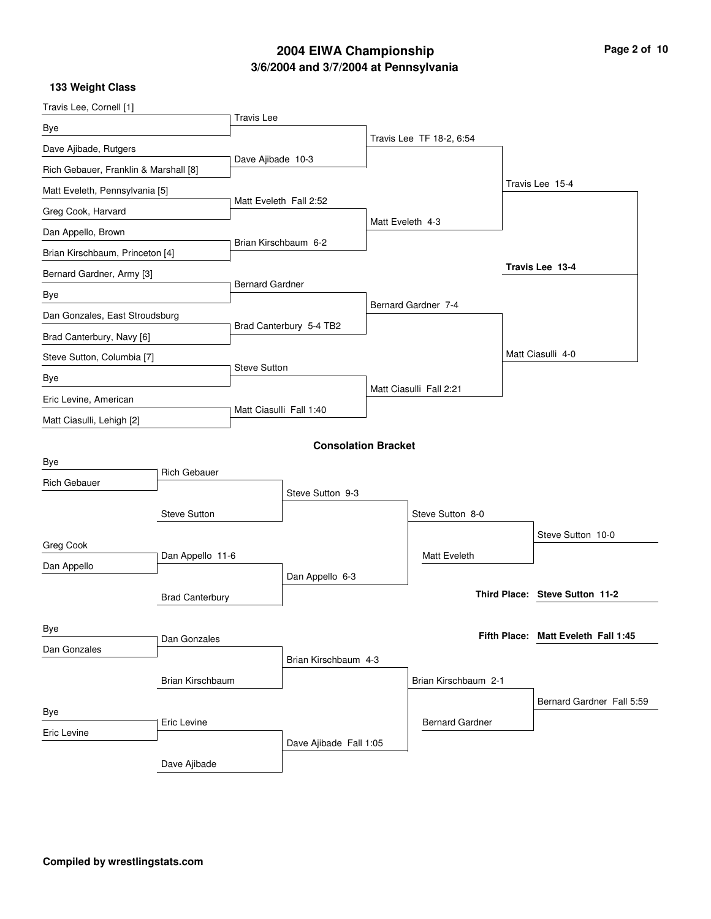# 2004 EIWA Championship

## 3/6/2004 and 3/7/2004 at Pennsylvania

### 133 Weight Class

#### Championship Bracket

**First Round**

- Travis Lee, Cornell [1] vs. Bye — Travis Lee
- Dave Ajibade, Rutgers vs. Rich Gebauer, Franklin & Marshall [8] — Dave Ajibade 10-3
- Matt Eveleth, Pennsylvania [5] vs. Greg Cook, Harvard — Matt Eveleth Fall 2:52
- Dan Appello, Brown vs. Brian Kirschbaum, Princeton [4] — Brian Kirschbaum 6-2
- Bernard Gardner, Army [3] vs. Bye — Bernard Gardner
- Dan Gonzales, East Stroudsburg vs. Brad Canterbury, Navy [6] — Brad Canterbury 5-4 TB2
- Steve Sutton, Columbia [7] vs. Bye — Steve Sutton
- Eric Levine, American vs. Matt Ciasulli, Lehigh [2] — Matt Ciasulli Fall 1:40

**Quarterfinals**

- Travis Lee TF 18-2, 6:54
- Matt Eveleth 4-3
- Bernard Gardner 7-4
- Matt Ciasulli Fall 2:21

**Semifinals**

- Travis Lee 15-4
- Matt Ciasulli 4-0

**Final**

- **Travis Lee 13-4**

#### Consolation Bracket

- Bye vs. Rich Gebauer — Rich Gebauer
- Rich Gebauer vs. Steve Sutton — Steve Sutton 9-3
- Greg Cook vs. Dan Appello — Dan Appello 11-6
- Dan Appello vs. Brad Canterbury — Dan Appello 6-3
- Steve Sutton vs. Dan Appello — Steve Sutton 8-0
- Steve Sutton vs. Matt Eveleth — Steve Sutton 10-0
- Bye vs. Dan Gonzales — Dan Gonzales
- Dan Gonzales vs. Brian Kirschbaum — Brian Kirschbaum 4-3
- Bye vs. Eric Levine — Eric Levine
- Eric Levine vs. Dave Ajibade — Dave Ajibade Fall 1:05
- Brian Kirschbaum vs. Dave Ajibade — Brian Kirschbaum 2-1
- Brian Kirschbaum vs. Bernard Gardner — Bernard Gardner Fall 5:59

**Third Place: Steve Sutton 11-2**

**Fifth Place: Matt Eveleth Fall 1:45**

**Compiled by wrestlingstats.com**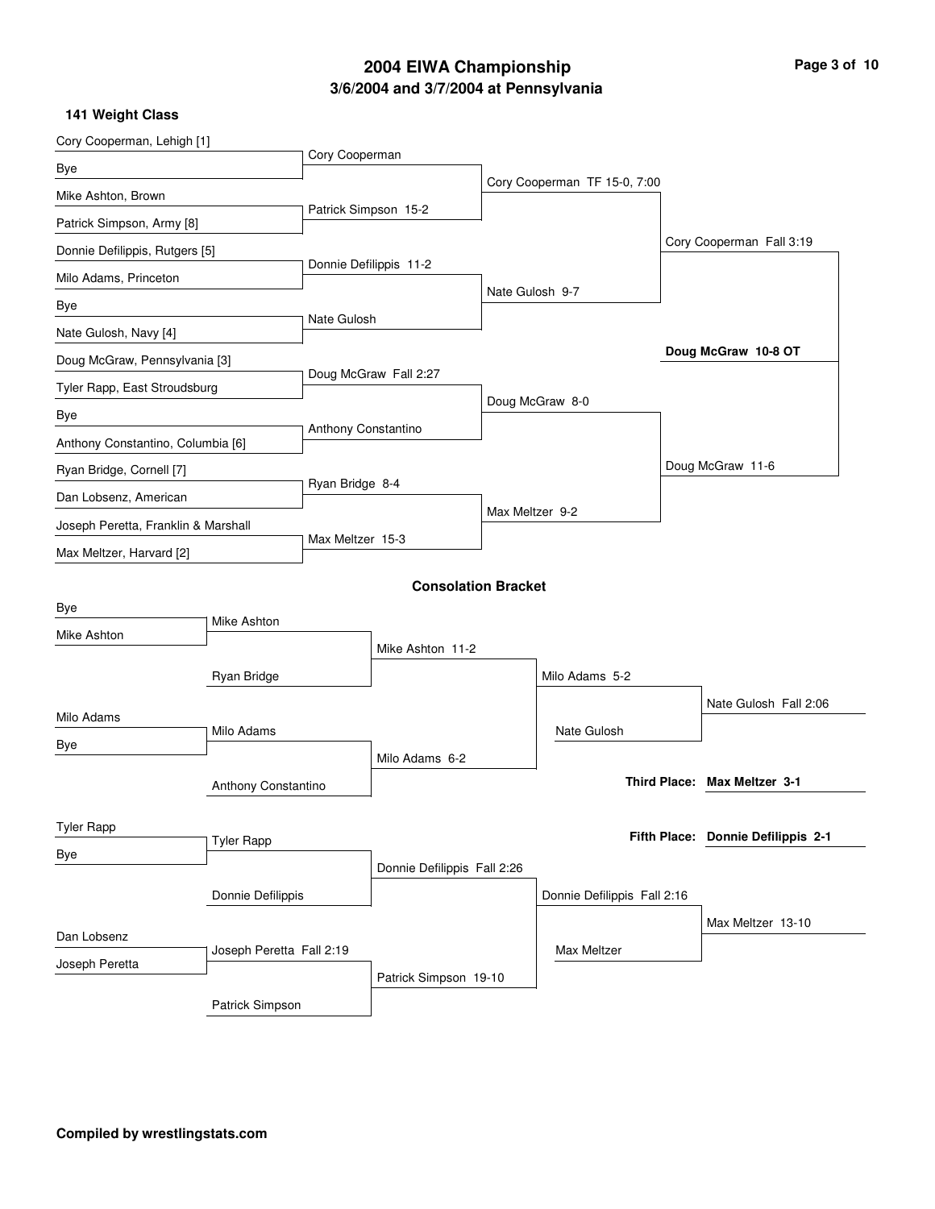# 2004 EIWA Championship

## 3/6/2004 and 3/7/2004 at Pennsylvania

### 141 Weight Class

#### Championship Bracket

**First Round**

- Cory Cooperman, Lehigh [1] vs Bye — Cory Cooperman
- Mike Ashton, Brown vs Patrick Simpson, Army [8] — Patrick Simpson 15-2
- Donnie Defilippis, Rutgers [5] vs Milo Adams, Princeton — Donnie Defilippis 11-2
- Bye vs Nate Gulosh, Navy [4] — Nate Gulosh
- Doug McGraw, Pennsylvania [3] vs Tyler Rapp, East Stroudsburg — Doug McGraw Fall 2:27
- Bye vs Anthony Constantino, Columbia [6] — Anthony Constantino
- Ryan Bridge, Cornell [7] vs Dan Lobsenz, American — Ryan Bridge 8-4
- Joseph Peretta, Franklin & Marshall vs Max Meltzer, Harvard [2] — Max Meltzer 15-3

**Quarterfinals**

- Cory Cooperman TF 15-0, 7:00
- Nate Gulosh 9-7
- Doug McGraw 8-0
- Max Meltzer 9-2

**Semifinals**

- Cory Cooperman Fall 3:19
- Doug McGraw 11-6

**Final**

- **Doug McGraw 10-8 OT**

#### Consolation Bracket

**First Round**

- Bye vs Mike Ashton — Mike Ashton
- Milo Adams vs Bye — Milo Adams
- Tyler Rapp vs Bye — Tyler Rapp
- Dan Lobsenz vs Joseph Peretta — Joseph Peretta Fall 2:19

**Second Round**

- Mike Ashton vs Ryan Bridge — Mike Ashton 11-2
- Milo Adams vs Anthony Constantino — Milo Adams 6-2
- Tyler Rapp vs Donnie Defilippis — Donnie Defilippis Fall 2:26
- Joseph Peretta vs Patrick Simpson — Patrick Simpson 19-10

**Third Round**

- Milo Adams 5-2
- Donnie Defilippis Fall 2:16

**Consolation Semifinals**

- Milo Adams vs Nate Gulosh — Nate Gulosh Fall 2:06
- Donnie Defilippis vs Max Meltzer — Max Meltzer 13-10

**Third Place: Max Meltzer 3-1**

**Fifth Place: Donnie Defilippis 2-1**

**Compiled by wrestlingstats.com**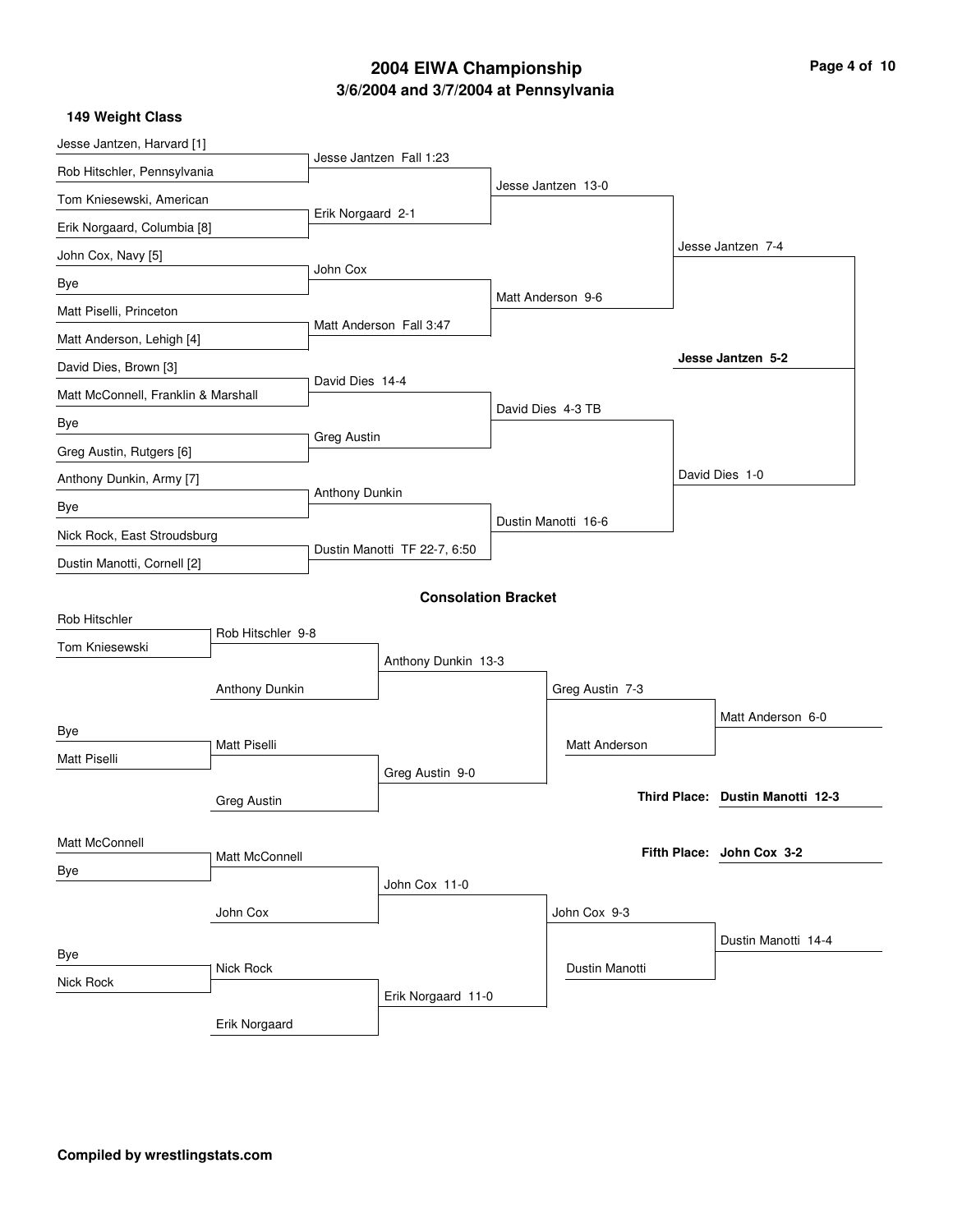# 2004 EIWA Championship

## 3/6/2004 and 3/7/2004 at Pennsylvania

### 149 Weight Class

**Championship Bracket**

| First Round | Quarterfinals | Semifinals | Finals | Champion |
|---|---|---|---|---|
| Jesse Jantzen, Harvard [1] | Jesse Jantzen Fall 1:23 | Jesse Jantzen 13-0 | Jesse Jantzen 7-4 | **Jesse Jantzen 5-2** |
| Rob Hitschler, Pennsylvania | | | | |
| Tom Kniesewski, American | Erik Norgaard 2-1 | | | |
| Erik Norgaard, Columbia [8] | | | | |
| John Cox, Navy [5] | John Cox | Matt Anderson 9-6 | | |
| Bye | | | | |
| Matt Piselli, Princeton | Matt Anderson Fall 3:47 | | | |
| Matt Anderson, Lehigh [4] | | | | |
| David Dies, Brown [3] | David Dies 14-4 | David Dies 4-3 TB | David Dies 1-0 | |
| Matt McConnell, Franklin & Marshall | | | | |
| Bye | Greg Austin | | | |
| Greg Austin, Rutgers [6] | | | | |
| Anthony Dunkin, Army [7] | Anthony Dunkin | Dustin Manotti 16-6 | | |
| Bye | | | | |
| Nick Rock, East Stroudsburg | Dustin Manotti TF 22-7, 6:50 | | | |
| Dustin Manotti, Cornell [2] | | | | |

### Consolation Bracket

| Round 1 | Round 2 | Round 3 | Round 4 | Round 5 |
|---|---|---|---|---|
| Rob Hitschler | Rob Hitschler 9-8 | Anthony Dunkin 13-3 | Greg Austin 7-3 | Matt Anderson 6-0 |
| Tom Kniesewski | Anthony Dunkin | | Matt Anderson | |
| Bye | Matt Piselli | Greg Austin 9-0 | | |
| Matt Piselli | Greg Austin | | | |
| Matt McConnell | Matt McConnell | John Cox 11-0 | John Cox 9-3 | Dustin Manotti 14-4 |
| Bye | John Cox | | Dustin Manotti | |
| Bye | Nick Rock | Erik Norgaard 11-0 | | |
| Nick Rock | Erik Norgaard | | | |

**Third Place: Dustin Manotti 12-3**

**Fifth Place: John Cox 3-2**

**Compiled by wrestlingstats.com**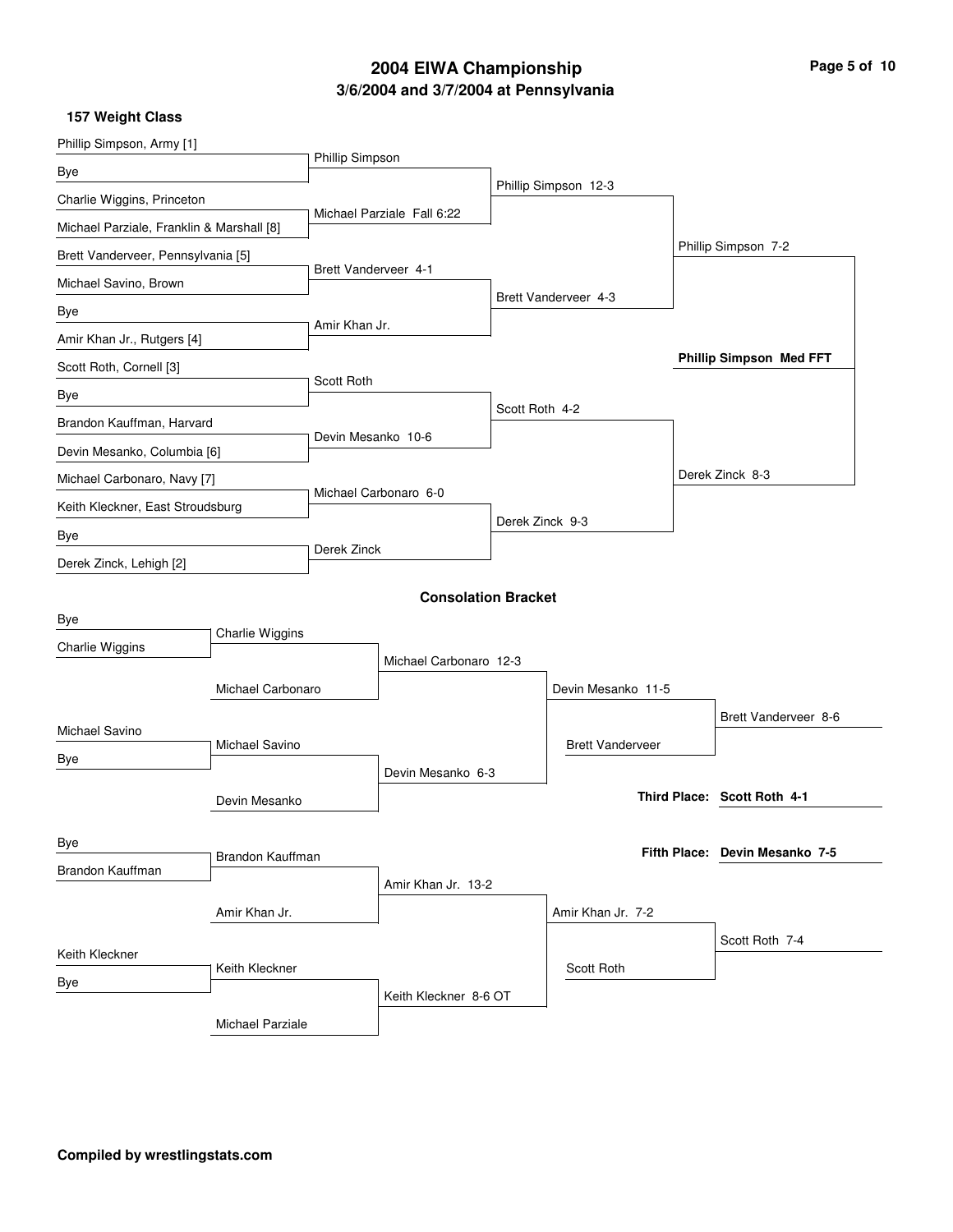# 2004 EIWA Championship

## 3/6/2004 and 3/7/2004 at Pennsylvania

### 157 Weight Class

**First Round**

- Phillip Simpson, Army [1] vs. Bye — Phillip Simpson
- Charlie Wiggins, Princeton vs. Michael Parziale, Franklin & Marshall [8] — Michael Parziale Fall 6:22
- Brett Vanderveer, Pennsylvania [5] vs. Michael Savino, Brown — Brett Vanderveer 4-1
- Bye vs. Amir Khan Jr., Rutgers [4] — Amir Khan Jr.
- Scott Roth, Cornell [3] vs. Bye — Scott Roth
- Brandon Kauffman, Harvard vs. Devin Mesanko, Columbia [6] — Devin Mesanko 10-6
- Michael Carbonaro, Navy [7] vs. Keith Kleckner, East Stroudsburg — Michael Carbonaro 6-0
- Bye vs. Derek Zinck, Lehigh [2] — Derek Zinck

**Quarterfinals**

- Phillip Simpson 12-3
- Brett Vanderveer 4-3
- Scott Roth 4-2
- Derek Zinck 9-3

**Semifinals**

- Phillip Simpson 7-2
- Derek Zinck 8-3

**Final**

- **Phillip Simpson Med FFT**

### Consolation Bracket

- Bye vs. Charlie Wiggins — Charlie Wiggins
- Charlie Wiggins vs. Michael Carbonaro — Michael Carbonaro 12-3
- Michael Savino vs. Bye — Michael Savino
- Michael Savino vs. Devin Mesanko — Devin Mesanko 6-3
- Michael Carbonaro vs. Devin Mesanko — Devin Mesanko 11-5
- Devin Mesanko vs. Brett Vanderveer — Brett Vanderveer 8-6
- Bye vs. Brandon Kauffman — Brandon Kauffman
- Brandon Kauffman vs. Amir Khan Jr. — Amir Khan Jr. 13-2
- Keith Kleckner vs. Bye — Keith Kleckner
- Keith Kleckner vs. Michael Parziale — Keith Kleckner 8-6 OT
- Amir Khan Jr. vs. Keith Kleckner — Amir Khan Jr. 7-2
- Amir Khan Jr. vs. Scott Roth — Scott Roth 7-4

**Third Place:** **Scott Roth 4-1**

**Fifth Place:** **Devin Mesanko 7-5**

**Compiled by wrestlingstats.com**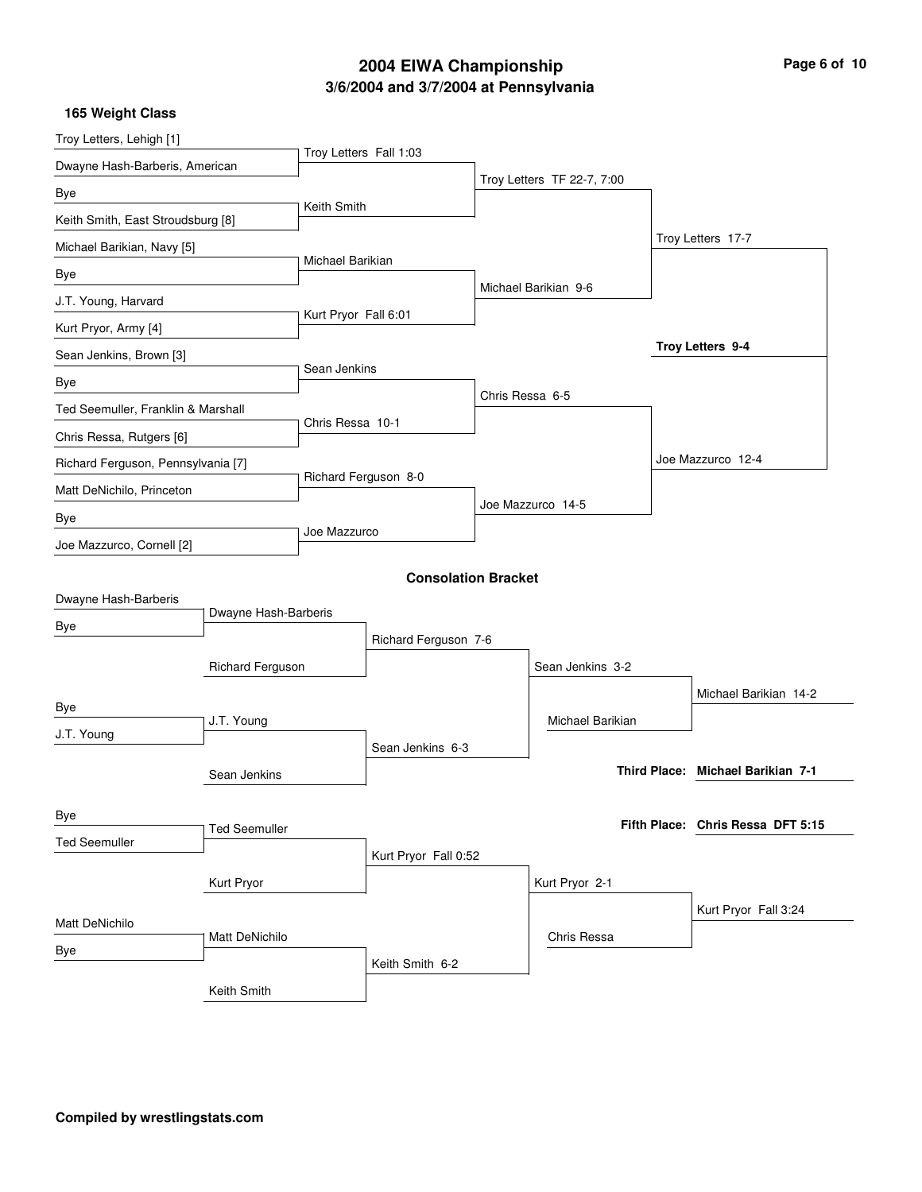# 2004 EIWA Championship

## 3/6/2004 and 3/7/2004 at Pennsylvania

### 165 Weight Class

**Championship Bracket**

First Round:
- Troy Letters, Lehigh [1] vs. Dwayne Hash-Barberis, American — Troy Letters Fall 1:03
- Bye vs. Keith Smith, East Stroudsburg [8] — Keith Smith
- Michael Barikian, Navy [5] vs. Bye — Michael Barikian
- J.T. Young, Harvard vs. Kurt Pryor, Army [4] — Kurt Pryor Fall 6:01
- Sean Jenkins, Brown [3] vs. Bye — Sean Jenkins
- Ted Seemuller, Franklin & Marshall vs. Chris Ressa, Rutgers [6] — Chris Ressa 10-1
- Richard Ferguson, Pennsylvania [7] vs. Matt DeNichilo, Princeton — Richard Ferguson 8-0
- Bye vs. Joe Mazzurco, Cornell [2] — Joe Mazzurco

Quarterfinals:
- Troy Letters TF 22-7, 7:00
- Michael Barikian 9-6
- Chris Ressa 6-5
- Joe Mazzurco 14-5

Semifinals:
- Troy Letters 17-7
- Joe Mazzurco 12-4

Final:
- **Troy Letters 9-4**

### Consolation Bracket

- Dwayne Hash-Barberis vs. Bye — Dwayne Hash-Barberis
- Dwayne Hash-Barberis vs. Richard Ferguson — Richard Ferguson 7-6
- Bye vs. J.T. Young — J.T. Young
- J.T. Young vs. Sean Jenkins — Sean Jenkins 6-3
- Richard Ferguson vs. Sean Jenkins — Sean Jenkins 3-2
- Sean Jenkins vs. Michael Barikian — Michael Barikian 14-2
- Bye vs. Ted Seemuller — Ted Seemuller
- Ted Seemuller vs. Kurt Pryor — Kurt Pryor Fall 0:52
- Matt DeNichilo vs. Bye — Matt DeNichilo
- Matt DeNichilo vs. Keith Smith — Keith Smith 6-2
- Kurt Pryor vs. Keith Smith — Kurt Pryor 2-1
- Kurt Pryor vs. Chris Ressa — Kurt Pryor Fall 3:24

**Third Place: Michael Barikian 7-1**

**Fifth Place: Chris Ressa DFT 5:15**

**Compiled by wrestlingstats.com**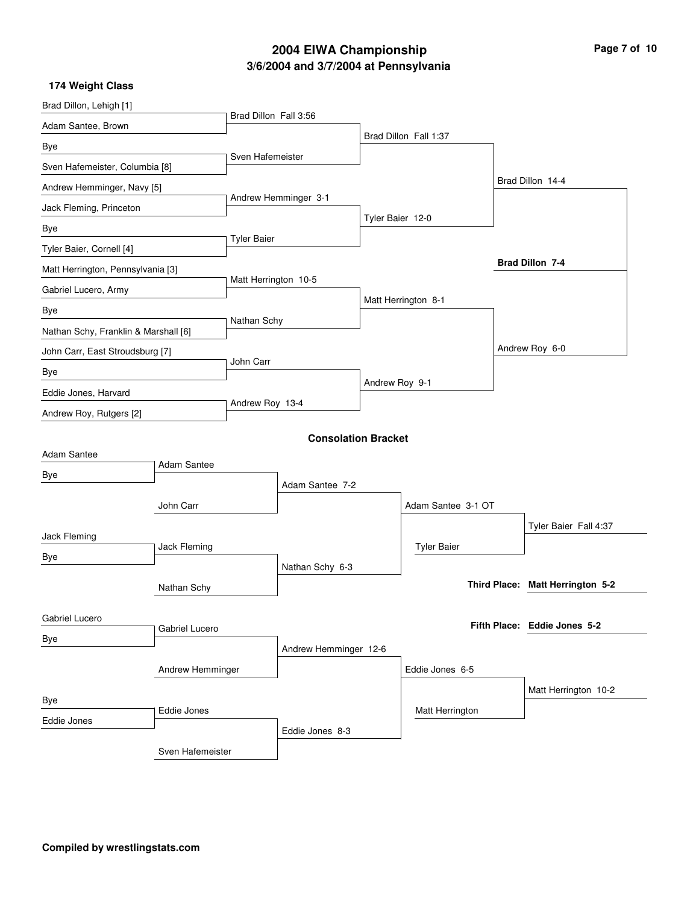# 2004 EIWA Championship

## 3/6/2004 and 3/7/2004 at Pennsylvania

### 174 Weight Class

**Championship Bracket**

First Round:
- Brad Dillon, Lehigh [1] vs Adam Santee, Brown — Brad Dillon Fall 3:56
- Bye vs Sven Hafemeister, Columbia [8] — Sven Hafemeister
- Andrew Hemminger, Navy [5] vs Jack Fleming, Princeton — Andrew Hemminger 3-1
- Bye vs Tyler Baier, Cornell [4] — Tyler Baier
- Matt Herrington, Pennsylvania [3] vs Gabriel Lucero, Army — Matt Herrington 10-5
- Bye vs Nathan Schy, Franklin & Marshall [6] — Nathan Schy
- John Carr, East Stroudsburg [7] vs Bye — John Carr
- Eddie Jones, Harvard vs Andrew Roy, Rutgers [2] — Andrew Roy 13-4

Quarterfinals:
- Brad Dillon Fall 1:37
- Tyler Baier 12-0
- Matt Herrington 8-1
- Andrew Roy 9-1

Semifinals:
- Brad Dillon 14-4
- Andrew Roy 6-0

Final:
- **Brad Dillon 7-4**

### Consolation Bracket

- Adam Santee vs Bye — Adam Santee
- Adam Santee vs John Carr — Adam Santee 7-2
- Jack Fleming vs Bye — Jack Fleming
- Jack Fleming vs Nathan Schy — Nathan Schy 6-3
- Adam Santee vs Nathan Schy — Adam Santee 3-1 OT
- Adam Santee vs Tyler Baier — Tyler Baier Fall 4:37
- Gabriel Lucero vs Bye — Gabriel Lucero
- Gabriel Lucero vs Andrew Hemminger — Andrew Hemminger 12-6
- Bye vs Eddie Jones — Eddie Jones
- Eddie Jones vs Sven Hafemeister — Eddie Jones 8-3
- Andrew Hemminger vs Eddie Jones — Eddie Jones 6-5
- Eddie Jones vs Matt Herrington — Matt Herrington 10-2

**Third Place: Matt Herrington 5-2**

**Fifth Place: Eddie Jones 5-2**

**Compiled by wrestlingstats.com**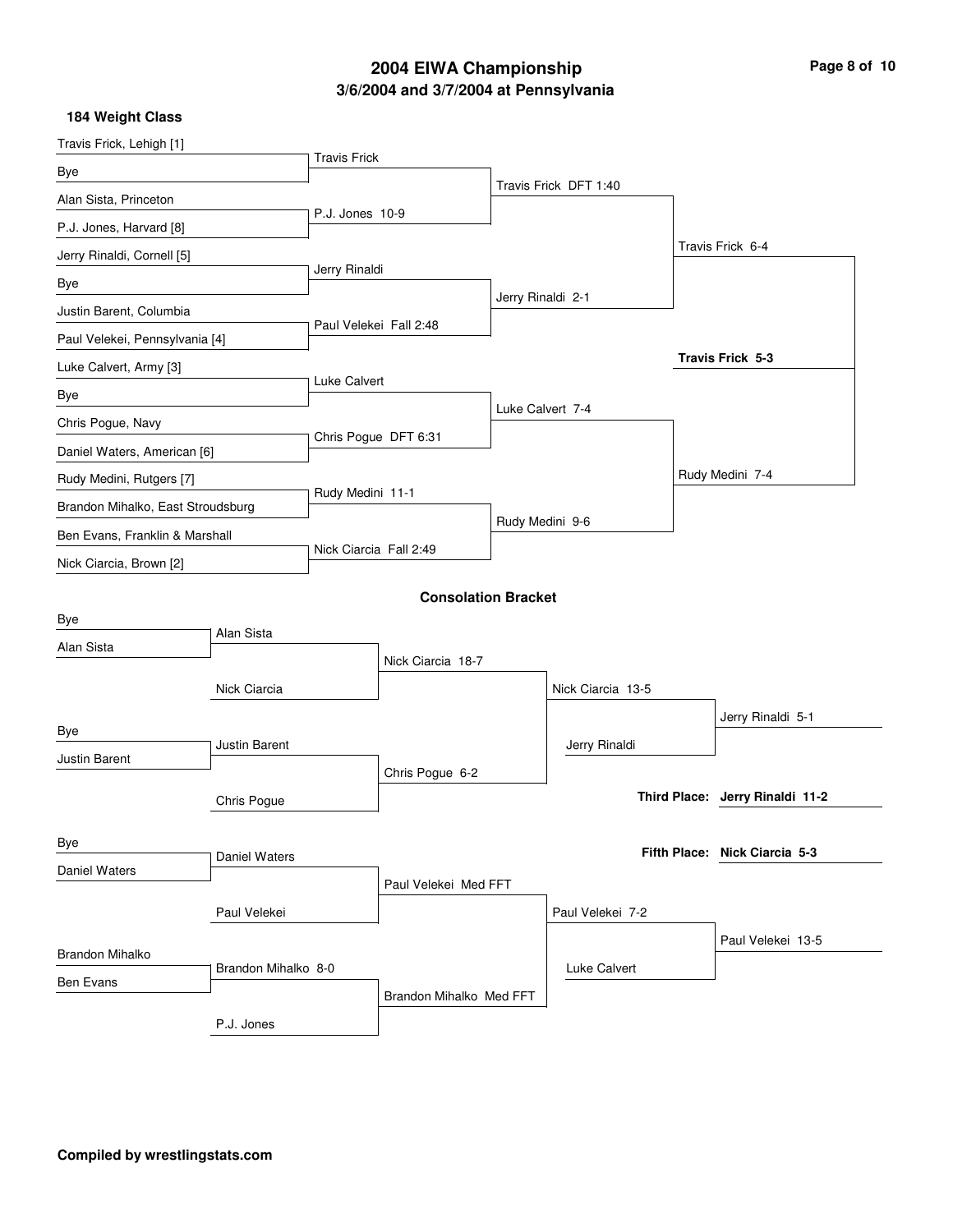# 2004 EIWA Championship

## 3/6/2004 and 3/7/2004 at Pennsylvania

### 184 Weight Class

**Championship Bracket**

| First Round | Quarterfinals | Semifinals | Final |
| --- | --- | --- | --- |
| Travis Frick, Lehigh [1] vs. Bye | Travis Frick | | |
| Alan Sista, Princeton vs. P.J. Jones, Harvard [8] | P.J. Jones 10-9 | Travis Frick DFT 1:40 | |
| Jerry Rinaldi, Cornell [5] vs. Bye | Jerry Rinaldi | | |
| Justin Barent, Columbia vs. Paul Velekei, Pennsylvania [4] | Paul Velekei Fall 2:48 | Jerry Rinaldi 2-1 | Travis Frick 6-4 |
| Luke Calvert, Army [3] vs. Bye | Luke Calvert | | |
| Chris Pogue, Navy vs. Daniel Waters, American [6] | Chris Pogue DFT 6:31 | Luke Calvert 7-4 | |
| Rudy Medini, Rutgers [7] vs. Brandon Mihalko, East Stroudsburg | Rudy Medini 11-1 | | |
| Ben Evans, Franklin & Marshall vs. Nick Ciarcia, Brown [2] | Nick Ciarcia Fall 2:49 | Rudy Medini 9-6 | Rudy Medini 7-4 |

**Champion: Travis Frick 5-3**

### Consolation Bracket

| Round 1 | Round 2 | Round 3 | Quarterfinals | Semifinals |
| --- | --- | --- | --- | --- |
| Bye vs. Alan Sista | Alan Sista | | | |
| | Nick Ciarcia | Nick Ciarcia 18-7 | | |
| Bye vs. Justin Barent | Justin Barent | | Nick Ciarcia 13-5 | |
| | Chris Pogue | Chris Pogue 6-2 | Jerry Rinaldi | Jerry Rinaldi 5-1 |
| Bye vs. Daniel Waters | Daniel Waters | | | |
| | Paul Velekei | Paul Velekei Med FFT | | |
| Brandon Mihalko vs. Ben Evans | Brandon Mihalko 8-0 | | Paul Velekei 7-2 | |
| | P.J. Jones | Brandon Mihalko Med FFT | Luke Calvert | Paul Velekei 13-5 |

**Third Place: Jerry Rinaldi 11-2**

**Fifth Place: Nick Ciarcia 5-3**

**Compiled by wrestlingstats.com**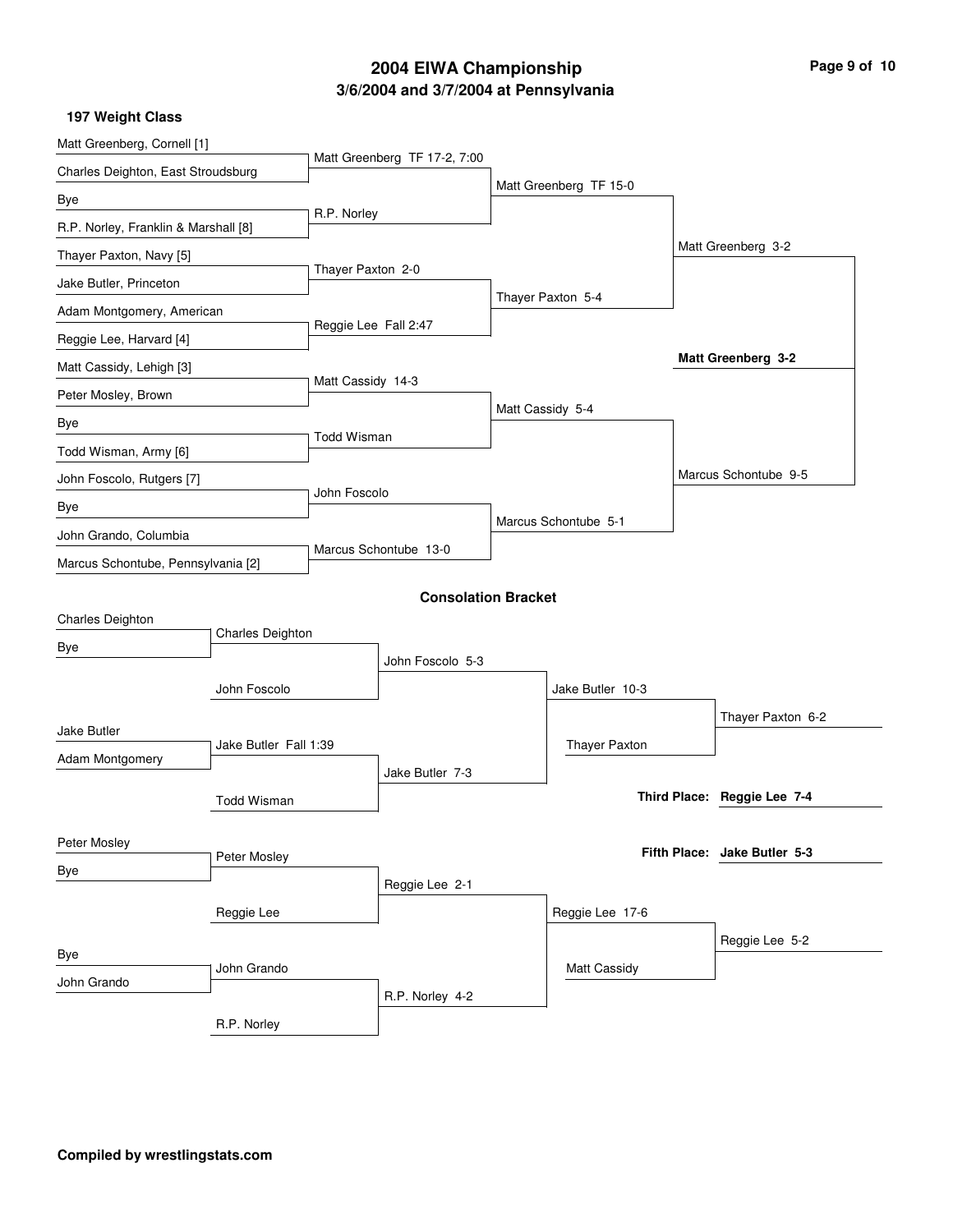# 2004 EIWA Championship

## 3/6/2004 and 3/7/2004 at Pennsylvania

### 197 Weight Class

**Championship Bracket**

| First Round | Quarterfinals | Semifinals | Finals |
|---|---|---|---|
| Matt Greenberg, Cornell [1] | Matt Greenberg TF 17-2, 7:00 | Matt Greenberg TF 15-0 | Matt Greenberg 3-2 |
| Charles Deighton, East Stroudsburg | | | |
| Bye | R.P. Norley | | |
| R.P. Norley, Franklin & Marshall [8] | | | |
| Thayer Paxton, Navy [5] | Thayer Paxton 2-0 | Thayer Paxton 5-4 | |
| Jake Butler, Princeton | | | |
| Adam Montgomery, American | Reggie Lee Fall 2:47 | | |
| Reggie Lee, Harvard [4] | | | |
| Matt Cassidy, Lehigh [3] | Matt Cassidy 14-3 | Matt Cassidy 5-4 | Marcus Schontube 9-5 |
| Peter Mosley, Brown | | | |
| Bye | Todd Wisman | | |
| Todd Wisman, Army [6] | | | |
| John Foscolo, Rutgers [7] | John Foscolo | Marcus Schontube 5-1 | |
| Bye | | | |
| John Grando, Columbia | Marcus Schontube 13-0 | | |
| Marcus Schontube, Pennsylvania [2] | | | |

**Champion: Matt Greenberg 3-2**

### Consolation Bracket

| Round 1 | Round 2 | Round 3 | Round 4 | Round 5 |
|---|---|---|---|---|
| Charles Deighton | Charles Deighton | John Foscolo 5-3 | Jake Butler 10-3 | Thayer Paxton 6-2 |
| Bye | John Foscolo | | Thayer Paxton | |
| Jake Butler | Jake Butler Fall 1:39 | Jake Butler 7-3 | | |
| Adam Montgomery | Todd Wisman | | | |
| Peter Mosley | Peter Mosley | Reggie Lee 2-1 | Reggie Lee 17-6 | Reggie Lee 5-2 |
| Bye | Reggie Lee | | Matt Cassidy | |
| Bye | John Grando | R.P. Norley 4-2 | | |
| John Grando | R.P. Norley | | | |

**Third Place: Reggie Lee 7-4**

**Fifth Place: Jake Butler 5-3**

**Compiled by wrestlingstats.com**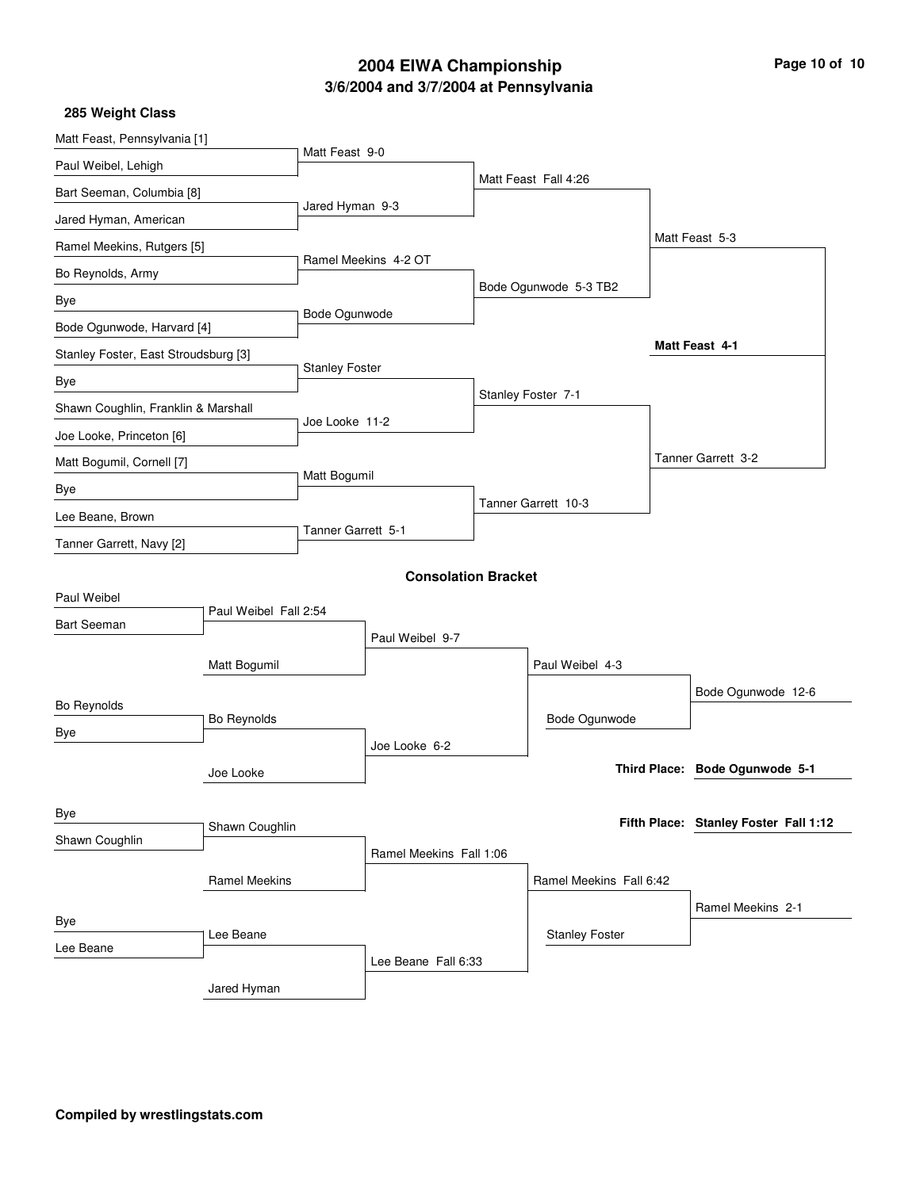# 2004 EIWA Championship

## 3/6/2004 and 3/7/2004 at Pennsylvania

### 285 Weight Class

Matt Feast, Pennsylvania [1]
Paul Weibel, Lehigh
Bart Seeman, Columbia [8]
Jared Hyman, American
Ramel Meekins, Rutgers [5]
Bo Reynolds, Army
Bye
Bode Ogunwode, Harvard [4]
Stanley Foster, East Stroudsburg [3]
Bye
Shawn Coughlin, Franklin & Marshall
Joe Looke, Princeton [6]
Matt Bogumil, Cornell [7]
Bye
Lee Beane, Brown
Tanner Garrett, Navy [2]

Matt Feast 9-0
Jared Hyman 9-3
Ramel Meekins 4-2 OT
Bode Ogunwode
Stanley Foster
Joe Looke 11-2
Matt Bogumil
Tanner Garrett 5-1

Matt Feast Fall 4:26
Bode Ogunwode 5-3 TB2
Stanley Foster 7-1
Tanner Garrett 10-3

Matt Feast 5-3
Tanner Garrett 3-2

**Matt Feast 4-1**

### Consolation Bracket

Paul Weibel
Bart Seeman
Paul Weibel Fall 2:54
Matt Bogumil
Paul Weibel 9-7

Bo Reynolds
Bye
Bo Reynolds
Joe Looke
Joe Looke 6-2

Paul Weibel 4-3
Bode Ogunwode
Bode Ogunwode 12-6

**Third Place: Bode Ogunwode 5-1**

Bye
Shawn Coughlin
Shawn Coughlin
Ramel Meekins
Ramel Meekins Fall 1:06

Bye
Lee Beane
Lee Beane
Jared Hyman
Lee Beane Fall 6:33

Ramel Meekins Fall 6:42
Stanley Foster
Ramel Meekins 2-1

**Fifth Place: Stanley Foster Fall 1:12**

**Compiled by wrestlingstats.com**